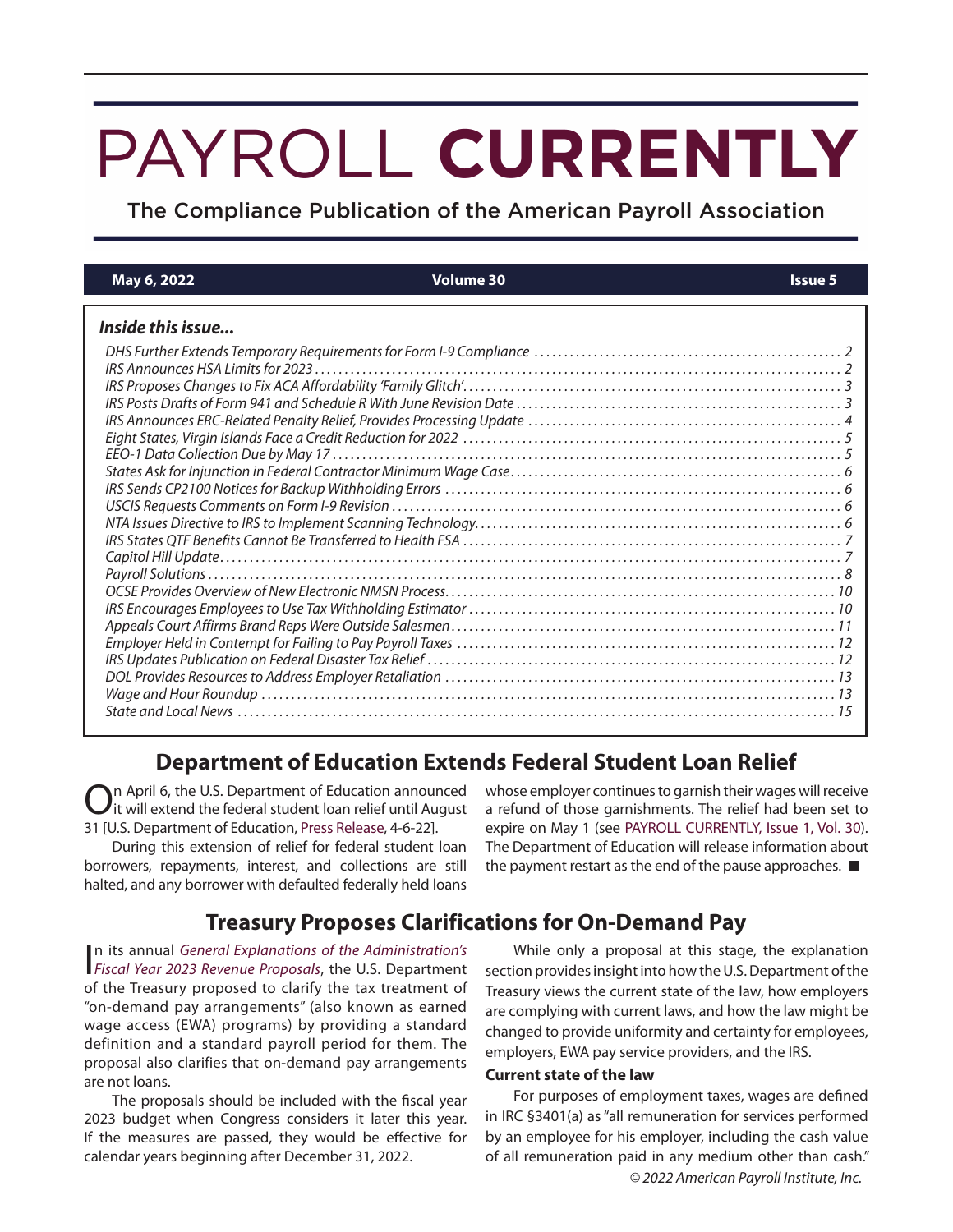# PAYROLL **CURRENTLY**

The Compliance Publication of the American Payroll Association

**May 6, 2022** | **Volume 30** | **Issue 5**

***Inside this issue...***

- *DHS Further Extends Temporary Requirements for Form I-9 Compliance ... 2*
- *IRS Announces HSA Limits for 2023 ... 2*
- *IRS Proposes Changes to Fix ACA Affordability 'Family Glitch' ... 3*
- *IRS Posts Drafts of Form 941 and Schedule R With June Revision Date ... 3*
- *IRS Announces ERC-Related Penalty Relief, Provides Processing Update ... 4*
- *Eight States, Virgin Islands Face a Credit Reduction for 2022 ... 5*
- *EEO-1 Data Collection Due by May 17 ... 5*
- *States Ask for Injunction in Federal Contractor Minimum Wage Case ... 6*
- *IRS Sends CP2100 Notices for Backup Withholding Errors ... 6*
- *USCIS Requests Comments on Form I-9 Revision ... 6*
- *NTA Issues Directive to IRS to Implement Scanning Technology ... 6*
- *IRS States QTF Benefits Cannot Be Transferred to Health FSA ... 7*
- *Capitol Hill Update ... 7*
- *Payroll Solutions ... 8*
- *OCSE Provides Overview of New Electronic NMSN Process ... 10*
- *IRS Encourages Employees to Use Tax Withholding Estimator ... 10*
- *Appeals Court Affirms Brand Reps Were Outside Salesmen ... 11*
- *Employer Held in Contempt for Failing to Pay Payroll Taxes ... 12*
- *IRS Updates Publication on Federal Disaster Tax Relief ... 12*
- *DOL Provides Resources to Address Employer Retaliation ... 13*
- *Wage and Hour Roundup ... 13*
- *State and Local News ... 15*

## Department of Education Extends Federal Student Loan Relief

On April 6, the U.S. Department of Education announced it will extend the federal student loan relief until August 31 [U.S. Department of Education, Press Release, 4-6-22].

During this extension of relief for federal student loan borrowers, repayments, interest, and collections are still halted, and any borrower with defaulted federally held loans whose employer continues to garnish their wages will receive a refund of those garnishments. The relief had been set to expire on May 1 (see PAYROLL CURRENTLY, Issue 1, Vol. 30). The Department of Education will release information about the payment restart as the end of the pause approaches. ■

## Treasury Proposes Clarifications for On-Demand Pay

In its annual *General Explanations of the Administration's Fiscal Year 2023 Revenue Proposals*, the U.S. Department of the Treasury proposed to clarify the tax treatment of "on-demand pay arrangements" (also known as earned wage access (EWA) programs) by providing a standard definition and a standard payroll period for them. The proposal also clarifies that on-demand pay arrangements are not loans.

The proposals should be included with the fiscal year 2023 budget when Congress considers it later this year. If the measures are passed, they would be effective for calendar years beginning after December 31, 2022.

While only a proposal at this stage, the explanation section provides insight into how the U.S. Department of the Treasury views the current state of the law, how employers are complying with current laws, and how the law might be changed to provide uniformity and certainty for employees, employers, EWA pay service providers, and the IRS.

**Current state of the law**

For purposes of employment taxes, wages are defined in IRC §3401(a) as "all remuneration for services performed by an employee for his employer, including the cash value of all remuneration paid in any medium other than cash."

*© 2022 American Payroll Institute, Inc.*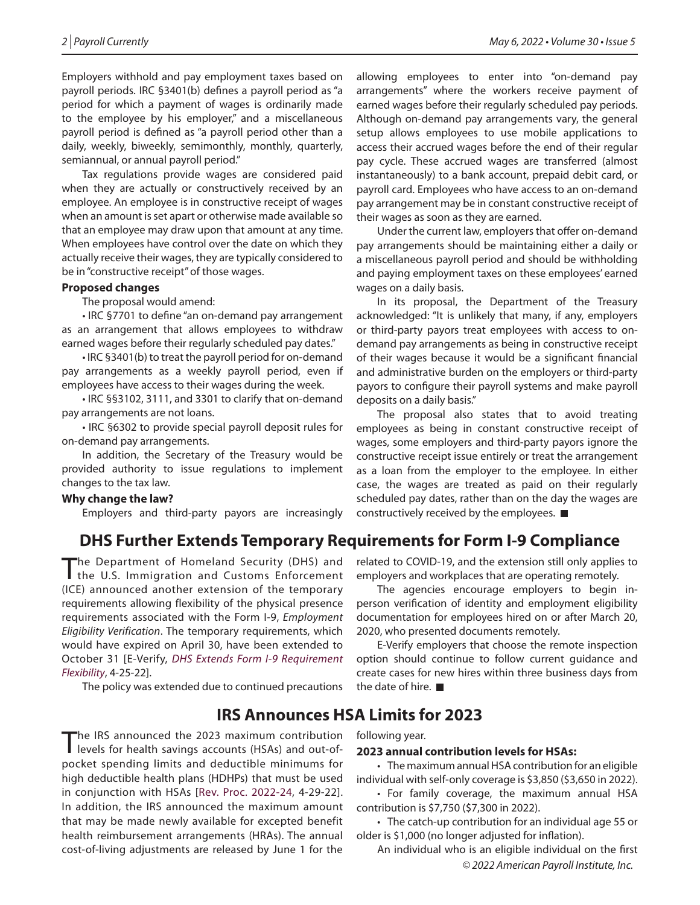Employers withhold and pay employment taxes based on payroll periods. IRC §3401(b) defines a payroll period as "a period for which a payment of wages is ordinarily made to the employee by his employer," and a miscellaneous payroll period is defined as "a payroll period other than a daily, weekly, biweekly, semimonthly, monthly, quarterly, semiannual, or annual payroll period."

Tax regulations provide wages are considered paid when they are actually or constructively received by an employee. An employee is in constructive receipt of wages when an amount is set apart or otherwise made available so that an employee may draw upon that amount at any time. When employees have control over the date on which they actually receive their wages, they are typically considered to be in "constructive receipt" of those wages.

**Proposed changes**

The proposal would amend:

- IRC §7701 to define "an on-demand pay arrangement as an arrangement that allows employees to withdraw earned wages before their regularly scheduled pay dates."
- IRC §3401(b) to treat the payroll period for on-demand pay arrangements as a weekly payroll period, even if employees have access to their wages during the week.
- IRC §§3102, 3111, and 3301 to clarify that on-demand pay arrangements are not loans.
- IRC §6302 to provide special payroll deposit rules for on-demand pay arrangements.

In addition, the Secretary of the Treasury would be provided authority to issue regulations to implement changes to the tax law.

**Why change the law?**

Employers and third-party payors are increasingly allowing employees to enter into "on-demand pay arrangements" where the workers receive payment of earned wages before their regularly scheduled pay periods. Although on-demand pay arrangements vary, the general setup allows employees to use mobile applications to access their accrued wages before the end of their regular pay cycle. These accrued wages are transferred (almost instantaneously) to a bank account, prepaid debit card, or payroll card. Employees who have access to an on-demand pay arrangement may be in constant constructive receipt of their wages as soon as they are earned.

Under the current law, employers that offer on-demand pay arrangements should be maintaining either a daily or a miscellaneous payroll period and should be withholding and paying employment taxes on these employees' earned wages on a daily basis.

In its proposal, the Department of the Treasury acknowledged: "It is unlikely that many, if any, employers or third-party payors treat employees with access to on-demand pay arrangements as being in constructive receipt of their wages because it would be a significant financial and administrative burden on the employers or third-party payors to configure their payroll systems and make payroll deposits on a daily basis."

The proposal also states that to avoid treating employees as being in constant constructive receipt of wages, some employers and third-party payors ignore the constructive receipt issue entirely or treat the arrangement as a loan from the employer to the employee. In either case, the wages are treated as paid on their regularly scheduled pay dates, rather than on the day the wages are constructively received by the employees. ■

## DHS Further Extends Temporary Requirements for Form I-9 Compliance

The Department of Homeland Security (DHS) and the U.S. Immigration and Customs Enforcement (ICE) announced another extension of the temporary requirements allowing flexibility of the physical presence requirements associated with the Form I-9, *Employment Eligibility Verification*. The temporary requirements, which would have expired on April 30, have been extended to October 31 [E-Verify, *DHS Extends Form I-9 Requirement Flexibility*, 4-25-22].

The policy was extended due to continued precautions related to COVID-19, and the extension still only applies to employers and workplaces that are operating remotely.

The agencies encourage employers to begin in-person verification of identity and employment eligibility documentation for employees hired on or after March 20, 2020, who presented documents remotely.

E-Verify employers that choose the remote inspection option should continue to follow current guidance and create cases for new hires within three business days from the date of hire. ■

## IRS Announces HSA Limits for 2023

The IRS announced the 2023 maximum contribution levels for health savings accounts (HSAs) and out-of-pocket spending limits and deductible minimums for high deductible health plans (HDHPs) that must be used in conjunction with HSAs [Rev. Proc. 2022-24, 4-29-22]. In addition, the IRS announced the maximum amount that may be made newly available for excepted benefit health reimbursement arrangements (HRAs). The annual cost-of-living adjustments are released by June 1 for the following year.

**2023 annual contribution levels for HSAs:**

- The maximum annual HSA contribution for an eligible individual with self-only coverage is $3,850 ($3,650 in 2022).
- For family coverage, the maximum annual HSA contribution is $7,750 ($7,300 in 2022).
- The catch-up contribution for an individual age 55 or older is $1,000 (no longer adjusted for inflation).

An individual who is an eligible individual on the first

© 2022 American Payroll Institute, Inc.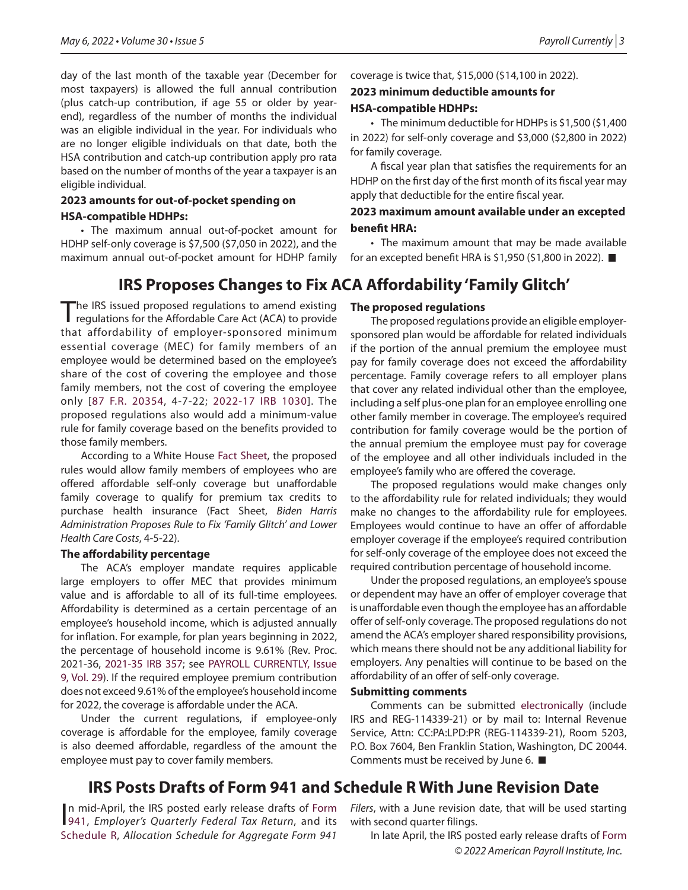day of the last month of the taxable year (December for most taxpayers) is allowed the full annual contribution (plus catch-up contribution, if age 55 or older by year-end), regardless of the number of months the individual was an eligible individual in the year. For individuals who are no longer eligible individuals on that date, both the HSA contribution and catch-up contribution apply pro rata based on the number of months of the year a taxpayer is an eligible individual.

**2023 amounts for out-of-pocket spending on HSA-compatible HDHPs:**

- The maximum annual out-of-pocket amount for HDHP self-only coverage is $7,500 ($7,050 in 2022), and the maximum annual out-of-pocket amount for HDHP family coverage is twice that, $15,000 ($14,100 in 2022).

**2023 minimum deductible amounts for HSA-compatible HDHPs:**

- The minimum deductible for HDHPs is $1,500 ($1,400 in 2022) for self-only coverage and $3,000 ($2,800 in 2022) for family coverage.

A fiscal year plan that satisfies the requirements for an HDHP on the first day of the first month of its fiscal year may apply that deductible for the entire fiscal year.

**2023 maximum amount available under an excepted benefit HRA:**

- The maximum amount that may be made available for an excepted benefit HRA is $1,950 ($1,800 in 2022). ■

## IRS Proposes Changes to Fix ACA Affordability 'Family Glitch'

The IRS issued proposed regulations to amend existing regulations for the Affordable Care Act (ACA) to provide that affordability of employer-sponsored minimum essential coverage (MEC) for family members of an employee would be determined based on the employee's share of the cost of covering the employee and those family members, not the cost of covering the employee only [87 F.R. 20354, 4-7-22; 2022-17 IRB 1030]. The proposed regulations also would add a minimum-value rule for family coverage based on the benefits provided to those family members.

According to a White House Fact Sheet, the proposed rules would allow family members of employees who are offered affordable self-only coverage but unaffordable family coverage to qualify for premium tax credits to purchase health insurance (Fact Sheet, *Biden Harris Administration Proposes Rule to Fix 'Family Glitch' and Lower Health Care Costs*, 4-5-22).

**The affordability percentage**

The ACA's employer mandate requires applicable large employers to offer MEC that provides minimum value and is affordable to all of its full-time employees. Affordability is determined as a certain percentage of an employee's household income, which is adjusted annually for inflation. For example, for plan years beginning in 2022, the percentage of household income is 9.61% (Rev. Proc. 2021-36, 2021-35 IRB 357; see PAYROLL CURRENTLY, Issue 9, Vol. 29). If the required employee premium contribution does not exceed 9.61% of the employee's household income for 2022, the coverage is affordable under the ACA.

Under the current regulations, if employee-only coverage is affordable for the employee, family coverage is also deemed affordable, regardless of the amount the employee must pay to cover family members.

**The proposed regulations**

The proposed regulations provide an eligible employer-sponsored plan would be affordable for related individuals if the portion of the annual premium the employee must pay for family coverage does not exceed the affordability percentage. Family coverage refers to all employer plans that cover any related individual other than the employee, including a self plus-one plan for an employee enrolling one other family member in coverage. The employee's required contribution for family coverage would be the portion of the annual premium the employee must pay for coverage of the employee and all other individuals included in the employee's family who are offered the coverage.

The proposed regulations would make changes only to the affordability rule for related individuals; they would make no changes to the affordability rule for employees. Employees would continue to have an offer of affordable employer coverage if the employee's required contribution for self-only coverage of the employee does not exceed the required contribution percentage of household income.

Under the proposed regulations, an employee's spouse or dependent may have an offer of employer coverage that is unaffordable even though the employee has an affordable offer of self-only coverage. The proposed regulations do not amend the ACA's employer shared responsibility provisions, which means there should not be any additional liability for employers. Any penalties will continue to be based on the affordability of an offer of self-only coverage.

**Submitting comments**

Comments can be submitted electronically (include IRS and REG-114339-21) or by mail to: Internal Revenue Service, Attn: CC:PA:LPD:PR (REG-114339-21), Room 5203, P.O. Box 7604, Ben Franklin Station, Washington, DC 20044. Comments must be received by June 6. ■

## IRS Posts Drafts of Form 941 and Schedule R With June Revision Date

In mid-April, the IRS posted early release drafts of Form 941, *Employer's Quarterly Federal Tax Return*, and its Schedule R, *Allocation Schedule for Aggregate Form 941 Filers*, with a June revision date, that will be used starting with second quarter filings.

In late April, the IRS posted early release drafts of Form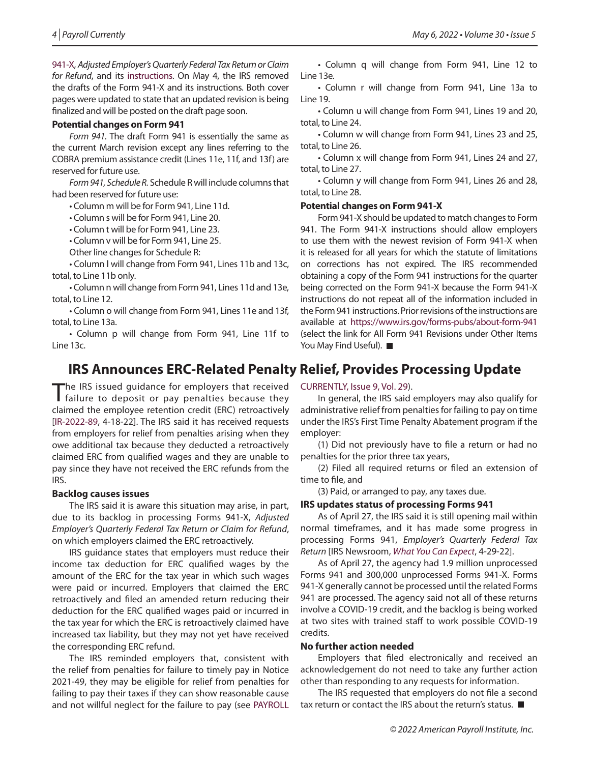941-X, *Adjusted Employer's Quarterly Federal Tax Return or Claim for Refund*, and its instructions. On May 4, the IRS removed the drafts of the Form 941-X and its instructions. Both cover pages were updated to state that an updated revision is being finalized and will be posted on the draft page soon.

**Potential changes on Form 941**

*Form 941.* The draft Form 941 is essentially the same as the current March revision except any lines referring to the COBRA premium assistance credit (Lines 11e, 11f, and 13f) are reserved for future use.

*Form 941, Schedule R.* Schedule R will include columns that had been reserved for future use:

- Column m will be for Form 941, Line 11d.
- Column s will be for Form 941, Line 20.
- Column t will be for Form 941, Line 23.
- Column v will be for Form 941, Line 25.

Other line changes for Schedule R:

- Column l will change from Form 941, Lines 11b and 13c, total, to Line 11b only.
- Column n will change from Form 941, Lines 11d and 13e, total, to Line 12.
- Column o will change from Form 941, Lines 11e and 13f, total, to Line 13a.
- Column p will change from Form 941, Line 11f to Line 13c.
- Column q will change from Form 941, Line 12 to Line 13e.
- Column r will change from Form 941, Line 13a to Line 19.
- Column u will change from Form 941, Lines 19 and 20, total, to Line 24.
- Column w will change from Form 941, Lines 23 and 25, total, to Line 26.
- Column x will change from Form 941, Lines 24 and 27, total, to Line 27.
- Column y will change from Form 941, Lines 26 and 28, total, to Line 28.

**Potential changes on Form 941-X**

Form 941-X should be updated to match changes to Form 941. The Form 941-X instructions should allow employers to use them with the newest revision of Form 941-X when it is released for all years for which the statute of limitations on corrections has not expired. The IRS recommended obtaining a copy of the Form 941 instructions for the quarter being corrected on the Form 941-X because the Form 941-X instructions do not repeat all of the information included in the Form 941 instructions. Prior revisions of the instructions are available at https://www.irs.gov/forms-pubs/about-form-941 (select the link for All Form 941 Revisions under Other Items You May Find Useful). ■

## IRS Announces ERC-Related Penalty Relief, Provides Processing Update

The IRS issued guidance for employers that received failure to deposit or pay penalties because they claimed the employee retention credit (ERC) retroactively [IR-2022-89, 4-18-22]. The IRS said it has received requests from employers for relief from penalties arising when they owe additional tax because they deducted a retroactively claimed ERC from qualified wages and they are unable to pay since they have not received the ERC refunds from the IRS.

**Backlog causes issues**

The IRS said it is aware this situation may arise, in part, due to its backlog in processing Forms 941-X, *Adjusted Employer's Quarterly Federal Tax Return or Claim for Refund*, on which employers claimed the ERC retroactively.

IRS guidance states that employers must reduce their income tax deduction for ERC qualified wages by the amount of the ERC for the tax year in which such wages were paid or incurred. Employers that claimed the ERC retroactively and filed an amended return reducing their deduction for the ERC qualified wages paid or incurred in the tax year for which the ERC is retroactively claimed have increased tax liability, but they may not yet have received the corresponding ERC refund.

The IRS reminded employers that, consistent with the relief from penalties for failure to timely pay in Notice 2021-49, they may be eligible for relief from penalties for failing to pay their taxes if they can show reasonable cause and not willful neglect for the failure to pay (see PAYROLL CURRENTLY, Issue 9, Vol. 29).

In general, the IRS said employers may also qualify for administrative relief from penalties for failing to pay on time under the IRS's First Time Penalty Abatement program if the employer:

(1) Did not previously have to file a return or had no penalties for the prior three tax years,

(2) Filed all required returns or filed an extension of time to file, and

(3) Paid, or arranged to pay, any taxes due.

**IRS updates status of processing Forms 941**

As of April 27, the IRS said it is still opening mail within normal timeframes, and it has made some progress in processing Forms 941, *Employer's Quarterly Federal Tax Return* [IRS Newsroom, *What You Can Expect*, 4-29-22].

As of April 27, the agency had 1.9 million unprocessed Forms 941 and 300,000 unprocessed Forms 941-X. Forms 941-X generally cannot be processed until the related Forms 941 are processed. The agency said not all of these returns involve a COVID-19 credit, and the backlog is being worked at two sites with trained staff to work possible COVID-19 credits.

**No further action needed**

Employers that filed electronically and received an acknowledgement do not need to take any further action other than responding to any requests for information.

The IRS requested that employers do not file a second tax return or contact the IRS about the return's status. ■

© 2022 American Payroll Institute, Inc.